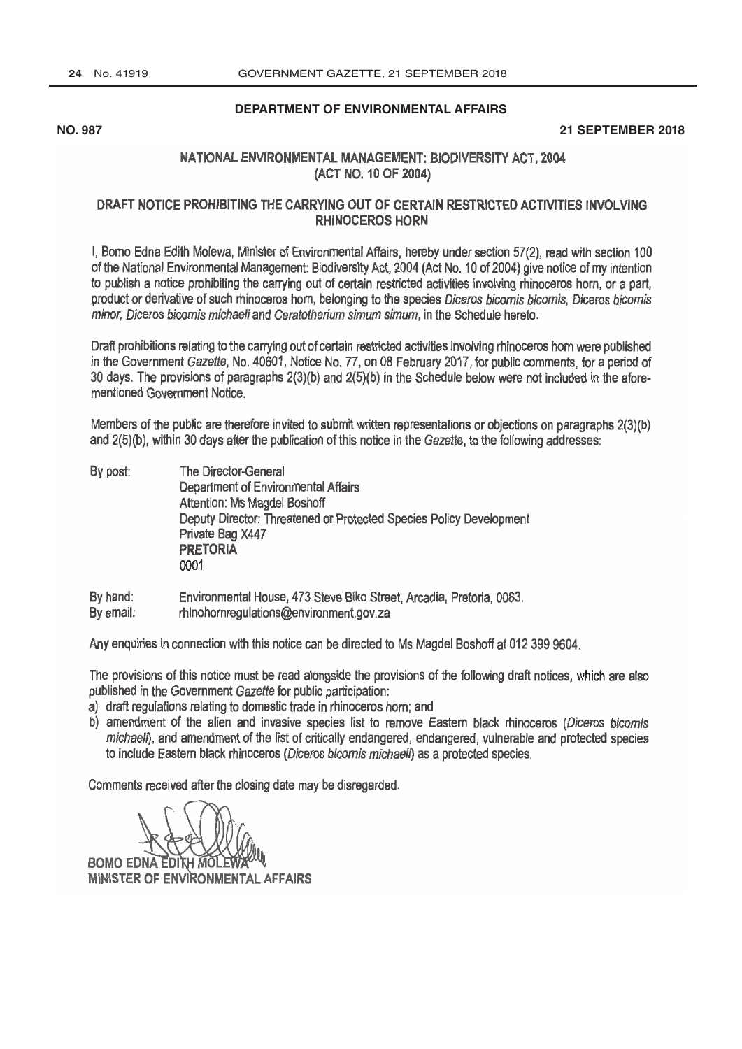**DEPARTMENT OF ENVIRONMENTAL AFFAIRS**

**NO. 987** **21 SEPTEMBER 2018**

## NATIONAL ENVIRONMENTAL MANAGEMENT: BIODIVERSITY ACT, 2004 (ACT NO. 10 OF 2004)

## DRAFT NOTICE PROHIBITING THE CARRYING OUT OF CERTAIN RESTRICTED ACTIVITIES INVOLVING RHINOCEROS HORN

I, Bomo Edna Edith Molewa, Minister of Environmental Affairs, hereby under section 57(2), read with section 100 of the National Environmental Management: Biodiversity Act, 2004 (Act No. 10 of 2004) give notice of my intention to publish a notice prohibiting the carrying out of certain restricted activities involving rhinoceros horn, or a part, product or derivative of such rhinoceros horn, belonging to the species *Diceros bicornis bicornis, Diceros bicornis minor, Diceros bicornis michaeli* and *Ceratotherium simum simum*, in the Schedule hereto.

Draft prohibitions relating to the carrying out of certain restricted activities involving rhinoceros horn were published in the Government *Gazette*, No. 40601, Notice No. 77, on 08 February 2017, for public comments, for a period of 30 days. The provisions of paragraphs 2(3)(b) and 2(5)(b) in the Schedule below were not included in the afore-mentioned Government Notice.

Members of the public are therefore invited to submit written representations or objections on paragraphs 2(3)(b) and 2(5)(b), within 30 days after the publication of this notice in the *Gazette*, to the following addresses:

By post: The Director-General
Department of Environmental Affairs
Attention: Ms Magdel Boshoff
Deputy Director: Threatened or Protected Species Policy Development
Private Bag X447
**PRETORIA**
0001

By hand: Environmental House, 473 Steve Biko Street, Arcadia, Pretoria, 0083.
By email: rhinohornregulations@environment.gov.za

Any enquiries in connection with this notice can be directed to Ms Magdel Boshoff at 012 399 9604.

The provisions of this notice must be read alongside the provisions of the following draft notices, which are also published in the Government *Gazette* for public participation:

a) draft regulations relating to domestic trade in rhinoceros horn; and
b) amendment of the alien and invasive species list to remove Eastern black rhinoceros (*Diceros bicornis michaeli*), and amendment of the list of critically endangered, endangered, vulnerable and protected species to include Eastern black rhinoceros (*Diceros bicornis michaeli*) as a protected species.

Comments received after the closing date may be disregarded.

**BOMO EDNA EDITH MOLEWA**
**MINISTER OF ENVIRONMENTAL AFFAIRS**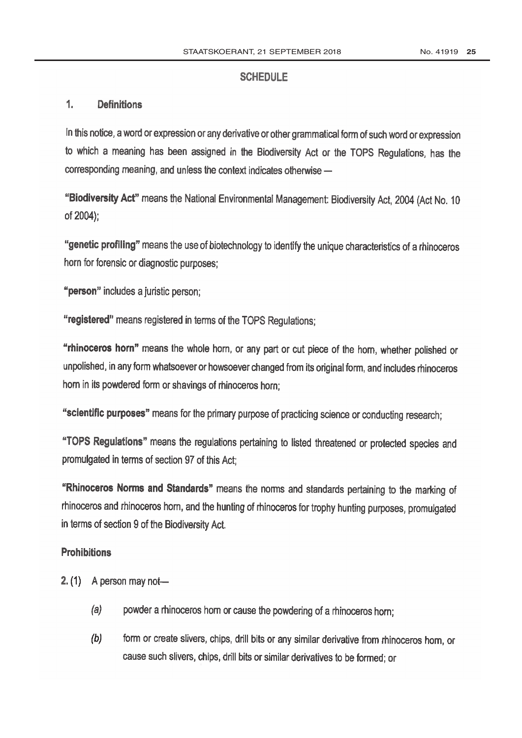## SCHEDULE

### 1. Definitions

In this notice, a word or expression or any derivative or other grammatical form of such word or expression to which a meaning has been assigned in the Biodiversity Act or the TOPS Regulations, has the corresponding meaning, and unless the context indicates otherwise —

**"Biodiversity Act"** means the National Environmental Management: Biodiversity Act, 2004 (Act No. 10 of 2004);

**"genetic profiling"** means the use of biotechnology to identify the unique characteristics of a rhinoceros horn for forensic or diagnostic purposes;

**"person"** includes a juristic person;

**"registered"** means registered in terms of the TOPS Regulations;

**"rhinoceros horn"** means the whole horn, or any part or cut piece of the horn, whether polished or unpolished, in any form whatsoever or howsoever changed from its original form, and includes rhinoceros horn in its powdered form or shavings of rhinoceros horn;

**"scientific purposes"** means for the primary purpose of practicing science or conducting research;

**"TOPS Regulations"** means the regulations pertaining to listed threatened or protected species and promulgated in terms of section 97 of this Act;

**"Rhinoceros Norms and Standards"** means the norms and standards pertaining to the marking of rhinoceros and rhinoceros horn, and the hunting of rhinoceros for trophy hunting purposes, promulgated in terms of section 9 of the Biodiversity Act.

### Prohibitions

**2.** (1) A person may not—

*(a)* powder a rhinoceros horn or cause the powdering of a rhinoceros horn;

*(b)* form or create slivers, chips, drill bits or any similar derivative from rhinoceros horn, or cause such slivers, chips, drill bits or similar derivatives to be formed; or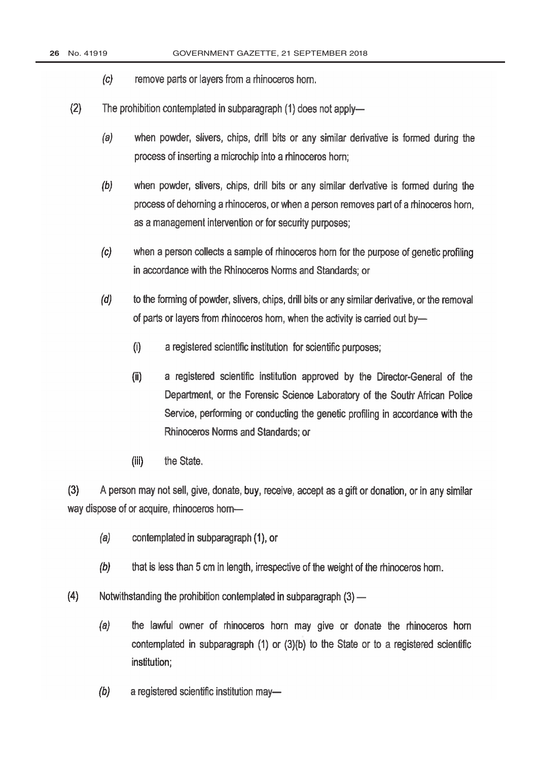(c) remove parts or layers from a rhinoceros horn.

(2) The prohibition contemplated in subparagraph (1) does not apply—

(a) when powder, slivers, chips, drill bits or any similar derivative is formed during the process of inserting a microchip into a rhinoceros horn;

(b) when powder, slivers, chips, drill bits or any similar derivative is formed during the process of dehorning a rhinoceros, or when a person removes part of a rhinoceros horn, as a management intervention or for security purposes;

(c) when a person collects a sample of rhinoceros horn for the purpose of genetic profiling in accordance with the Rhinoceros Norms and Standards; or

(d) to the forming of powder, slivers, chips, drill bits or any similar derivative, or the removal of parts or layers from rhinoceros horn, when the activity is carried out by—

(i) a registered scientific institution for scientific purposes;

(ii) a registered scientific institution approved by the Director-General of the Department, or the Forensic Science Laboratory of the South African Police Service, performing or conducting the genetic profiling in accordance with the Rhinoceros Norms and Standards; or

(iii) the State.

(3) A person may not sell, give, donate, buy, receive, accept as a gift or donation, or in any similar way dispose of or acquire, rhinoceros horn—

(a) contemplated in subparagraph (1), or

(b) that is less than 5 cm in length, irrespective of the weight of the rhinoceros horn.

(4) Notwithstanding the prohibition contemplated in subparagraph (3) —

(a) the lawful owner of rhinoceros horn may give or donate the rhinoceros horn contemplated in subparagraph (1) or (3)(b) to the State or to a registered scientific institution;

(b) a registered scientific institution may—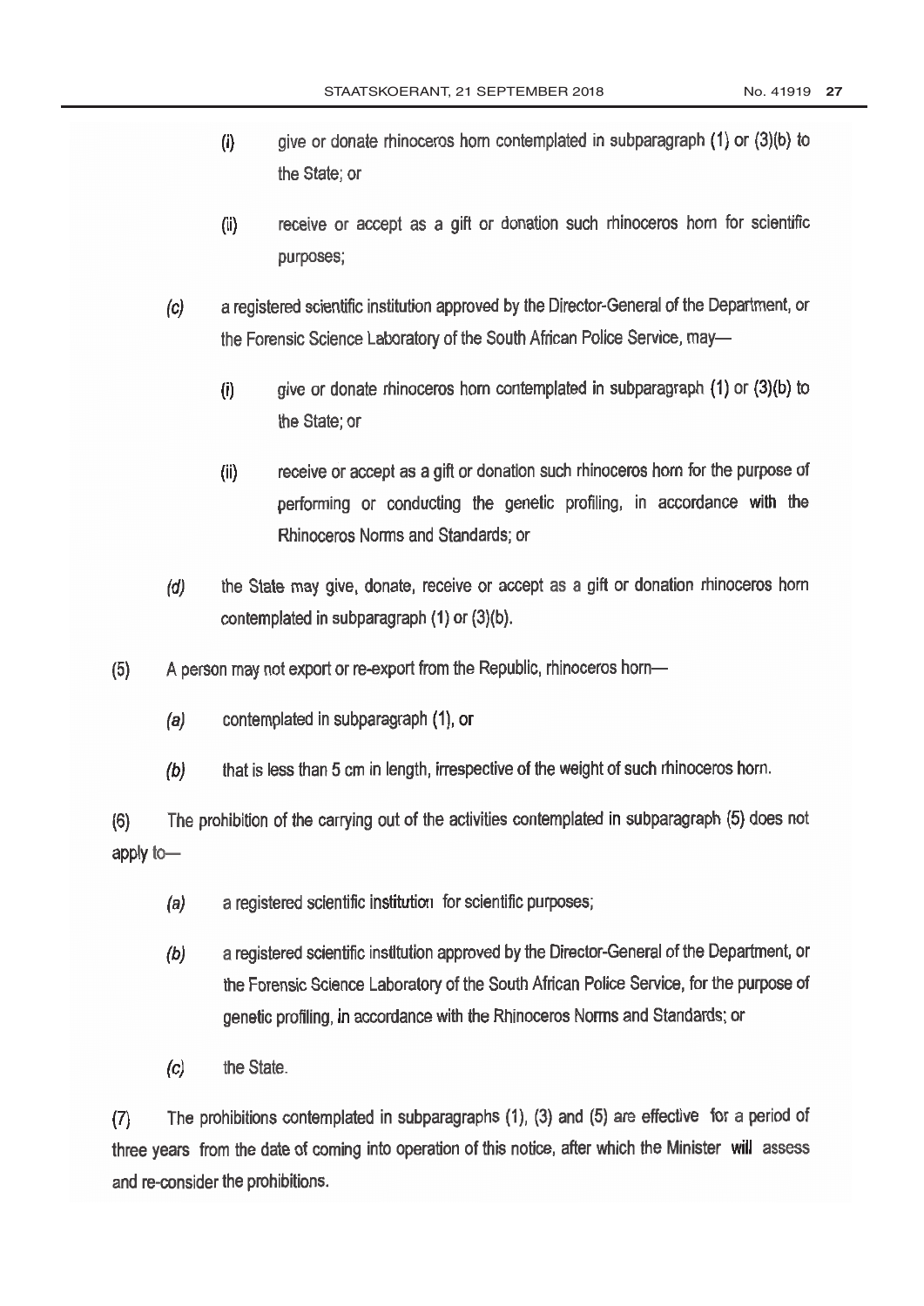(i) give or donate rhinoceros horn contemplated in subparagraph (1) or (3)(b) to the State; or

(ii) receive or accept as a gift or donation such rhinoceros horn for scientific purposes;

*(c)* a registered scientific institution approved by the Director-General of the Department, or the Forensic Science Laboratory of the South African Police Service, may—

(i) give or donate rhinoceros horn contemplated in subparagraph (1) or (3)(b) to the State; or

(ii) receive or accept as a gift or donation such rhinoceros horn for the purpose of performing or conducting the genetic profiling, in accordance with the Rhinoceros Norms and Standards; or

*(d)* the State may give, donate, receive or accept as a gift or donation rhinoceros horn contemplated in subparagraph (1) or (3)(b).

(5) A person may not export or re-export from the Republic, rhinoceros horn—

*(a)* contemplated in subparagraph (1), or

*(b)* that is less than 5 cm in length, irrespective of the weight of such rhinoceros horn.

(6) The prohibition of the carrying out of the activities contemplated in subparagraph (5) does not apply to—

*(a)* a registered scientific institution for scientific purposes;

*(b)* a registered scientific institution approved by the Director-General of the Department, or the Forensic Science Laboratory of the South African Police Service, for the purpose of genetic profiling, in accordance with the Rhinoceros Norms and Standards; or

*(c)* the State.

(7) The prohibitions contemplated in subparagraphs (1), (3) and (5) are effective for a period of three years from the date of coming into operation of this notice, after which the Minister will assess and re-consider the prohibitions.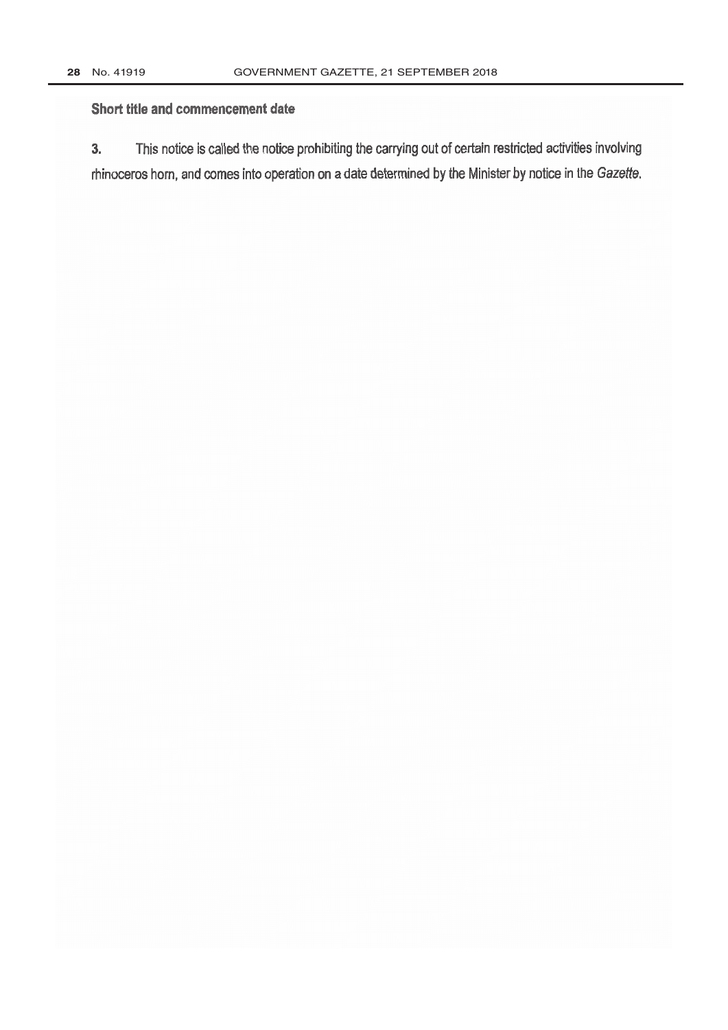**Short title and commencement date**

3. This notice is called the notice prohibiting the carrying out of certain restricted activities involving rhinoceros horn, and comes into operation on a date determined by the Minister by notice in the *Gazette*.